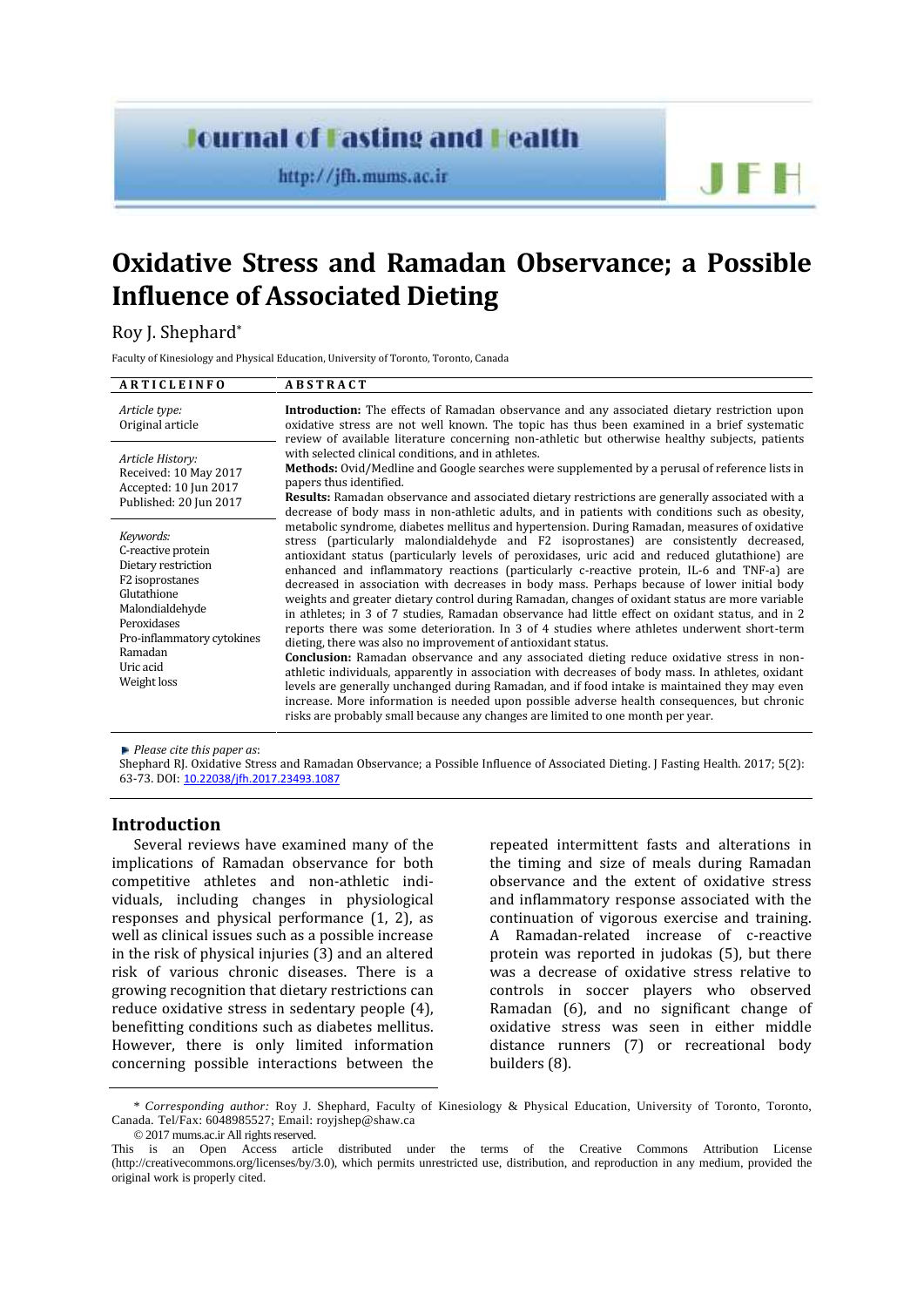# Oxidative Stress and Ramadan Observance; a Possible Influence of Associated Dieting

Roy J. Shephard*

Faculty of Kinesiology and Physical Education, University of Toronto, Toronto, Canada

| ARTICLE INFO | ABSTRACT |
|---|---|
| *Article type:* Original article<br><br>*Article History:* Received: 10 May 2017 Accepted: 10 Jun 2017 Published: 20 Jun 2017<br><br>*Keywords:* C-reactive protein, Dietary restriction, F2 isoprostanes, Glutathione, Malondialdehyde, Peroxidases, Pro-inflammatory cytokines, Ramadan, Uric acid, Weight loss | **Introduction:** The effects of Ramadan observance and any associated dietary restriction upon oxidative stress are not well known. The topic has thus been examined in a brief systematic review of available literature concerning non-athletic but otherwise healthy subjects, patients with selected clinical conditions, and in athletes.<br>**Methods:** Ovid/Medline and Google searches were supplemented by a perusal of reference lists in papers thus identified.<br>**Results:** Ramadan observance and associated dietary restrictions are generally associated with a decrease of body mass in non-athletic adults, and in patients with conditions such as obesity, metabolic syndrome, diabetes mellitus and hypertension. During Ramadan, measures of oxidative stress (particularly malondialdehyde and F2 isoprostanes) are consistently decreased, antioxidant status (particularly levels of peroxidases, uric acid and reduced glutathione) are enhanced and inflammatory reactions (particularly c-reactive protein, IL-6 and TNF-a) are decreased in association with decreases in body mass. Perhaps because of lower initial body weights and greater dietary control during Ramadan, changes of oxidant status are more variable in athletes; in 3 of 7 studies, Ramadan observance had little effect on oxidant status, and in 2 reports there was some deterioration. In 3 of 4 studies where athletes underwent short-term dieting, there was also no improvement of antioxidant status.<br>**Conclusion:** Ramadan observance and any associated dieting reduce oxidative stress in non-athletic individuals, apparently in association with decreases of body mass. In athletes, oxidant levels are generally unchanged during Ramadan, and if food intake is maintained they may even increase. More information is needed upon possible adverse health consequences, but chronic risks are probably small because any changes are limited to one month per year. |

*Please cite this paper as*:
Shephard RJ. Oxidative Stress and Ramadan Observance; a Possible Influence of Associated Dieting. J Fasting Health. 2017; 5(2): 63-73. DOI: 10.22038/jfh.2017.23493.1087

## Introduction

Several reviews have examined many of the implications of Ramadan observance for both competitive athletes and non-athletic individuals, including changes in physiological responses and physical performance (1, 2), as well as clinical issues such as a possible increase in the risk of physical injuries (3) and an altered risk of various chronic diseases. There is a growing recognition that dietary restrictions can reduce oxidative stress in sedentary people (4), benefitting conditions such as diabetes mellitus. However, there is only limited information concerning possible interactions between the repeated intermittent fasts and alterations in the timing and size of meals during Ramadan observance and the extent of oxidative stress and inflammatory response associated with the continuation of vigorous exercise and training. A Ramadan-related increase of c-reactive protein was reported in judokas (5), but there was a decrease of oxidative stress relative to controls in soccer players who observed Ramadan (6), and no significant change of oxidative stress was seen in either middle distance runners (7) or recreational body builders (8).

---

\* *Corresponding author:* Roy J. Shephard, Faculty of Kinesiology & Physical Education, University of Toronto, Toronto, Canada. Tel/Fax: 6048985527; Email: royjshep@shaw.ca

© 2017 mums.ac.ir All rights reserved.

This is an Open Access article distributed under the terms of the Creative Commons Attribution License (http://creativecommons.org/licenses/by/3.0), which permits unrestricted use, distribution, and reproduction in any medium, provided the original work is properly cited.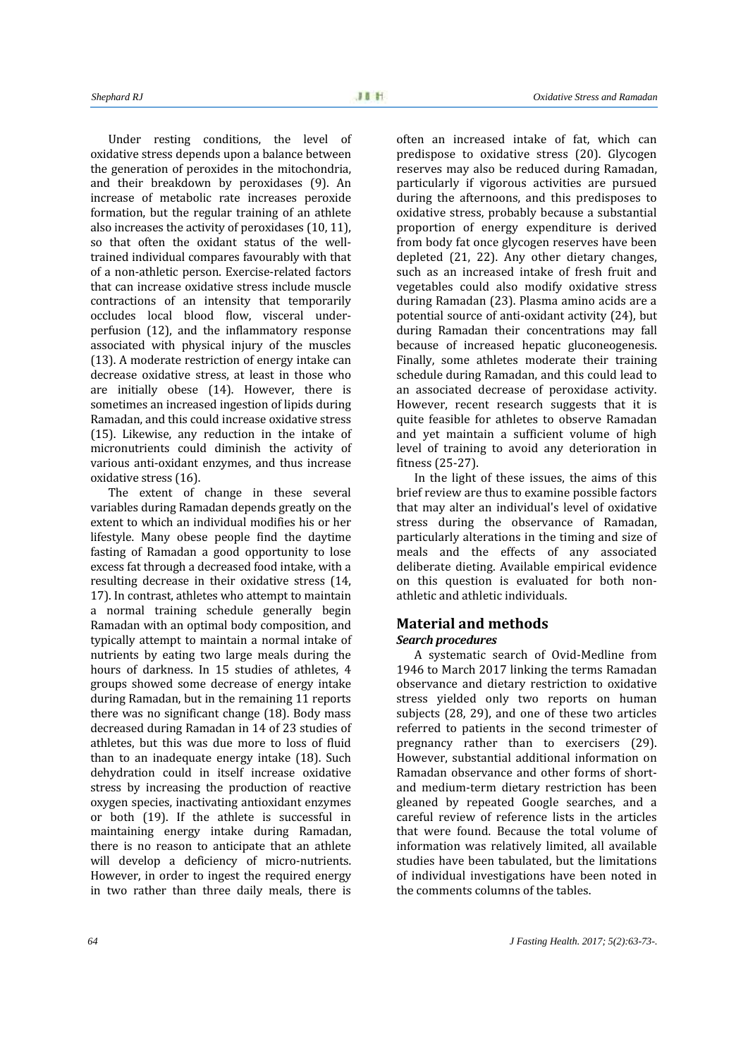Under resting conditions, the level of oxidative stress depends upon a balance between the generation of peroxides in the mitochondria, and their breakdown by peroxidases (9). An increase of metabolic rate increases peroxide formation, but the regular training of an athlete also increases the activity of peroxidases (10, 11), so that often the oxidant status of the well-trained individual compares favourably with that of a non-athletic person. Exercise-related factors that can increase oxidative stress include muscle contractions of an intensity that temporarily occludes local blood flow, visceral under-perfusion (12), and the inflammatory response associated with physical injury of the muscles (13). A moderate restriction of energy intake can decrease oxidative stress, at least in those who are initially obese (14). However, there is sometimes an increased ingestion of lipids during Ramadan, and this could increase oxidative stress (15). Likewise, any reduction in the intake of micronutrients could diminish the activity of various anti-oxidant enzymes, and thus increase oxidative stress (16).

The extent of change in these several variables during Ramadan depends greatly on the extent to which an individual modifies his or her lifestyle. Many obese people find the daytime fasting of Ramadan a good opportunity to lose excess fat through a decreased food intake, with a resulting decrease in their oxidative stress (14, 17). In contrast, athletes who attempt to maintain a normal training schedule generally begin Ramadan with an optimal body composition, and typically attempt to maintain a normal intake of nutrients by eating two large meals during the hours of darkness. In 15 studies of athletes, 4 groups showed some decrease of energy intake during Ramadan, but in the remaining 11 reports there was no significant change (18). Body mass decreased during Ramadan in 14 of 23 studies of athletes, but this was due more to loss of fluid than to an inadequate energy intake (18). Such dehydration could in itself increase oxidative stress by increasing the production of reactive oxygen species, inactivating antioxidant enzymes or both (19). If the athlete is successful in maintaining energy intake during Ramadan, there is no reason to anticipate that an athlete will develop a deficiency of micro-nutrients. However, in order to ingest the required energy in two rather than three daily meals, there is often an increased intake of fat, which can predispose to oxidative stress (20). Glycogen reserves may also be reduced during Ramadan, particularly if vigorous activities are pursued during the afternoons, and this predisposes to oxidative stress, probably because a substantial proportion of energy expenditure is derived from body fat once glycogen reserves have been depleted (21, 22). Any other dietary changes, such as an increased intake of fresh fruit and vegetables could also modify oxidative stress during Ramadan (23). Plasma amino acids are a potential source of anti-oxidant activity (24), but during Ramadan their concentrations may fall because of increased hepatic gluconeogenesis. Finally, some athletes moderate their training schedule during Ramadan, and this could lead to an associated decrease of peroxidase activity. However, recent research suggests that it is quite feasible for athletes to observe Ramadan and yet maintain a sufficient volume of high level of training to avoid any deterioration in fitness (25-27).

In the light of these issues, the aims of this brief review are thus to examine possible factors that may alter an individual's level of oxidative stress during the observance of Ramadan, particularly alterations in the timing and size of meals and the effects of any associated deliberate dieting. Available empirical evidence on this question is evaluated for both non-athletic and athletic individuals.

## Material and methods

### *Search procedures*

A systematic search of Ovid-Medline from 1946 to March 2017 linking the terms Ramadan observance and dietary restriction to oxidative stress yielded only two reports on human subjects (28, 29), and one of these two articles referred to patients in the second trimester of pregnancy rather than to exercisers (29). However, substantial additional information on Ramadan observance and other forms of short- and medium-term dietary restriction has been gleaned by repeated Google searches, and a careful review of reference lists in the articles that were found. Because the total volume of information was relatively limited, all available studies have been tabulated, but the limitations of individual investigations have been noted in the comments columns of the tables.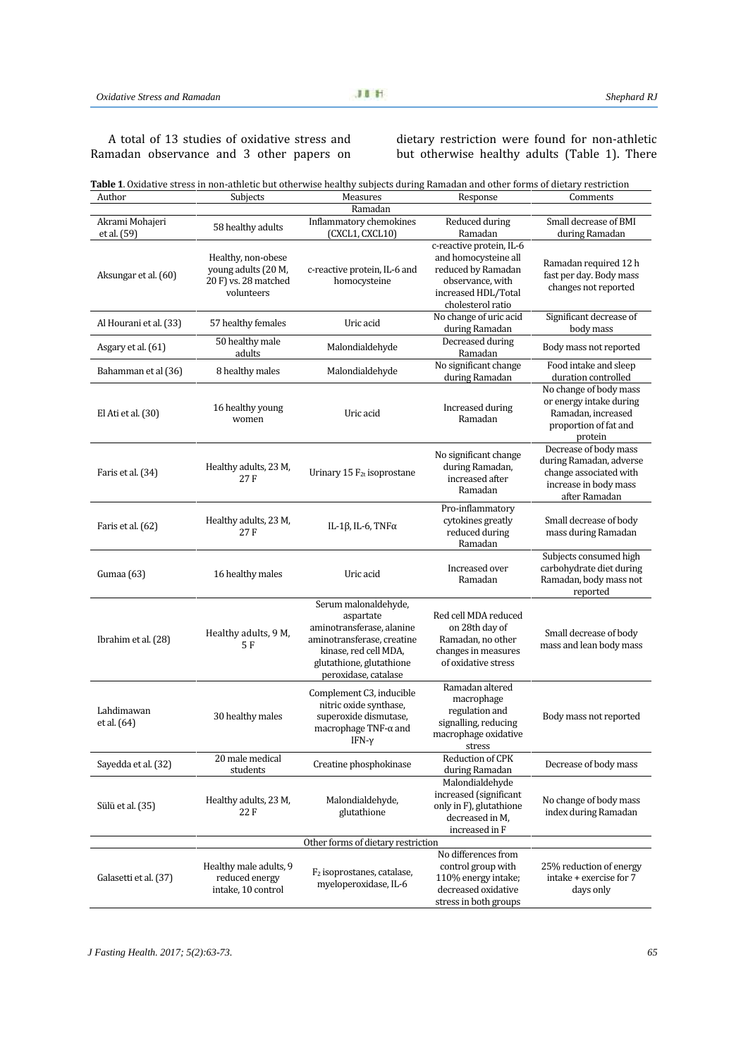A total of 13 studies of oxidative stress and Ramadan observance and 3 other papers on dietary restriction were found for non-athletic but otherwise healthy adults (Table 1). There

**Table 1**. Oxidative stress in non-athletic but otherwise healthy subjects during Ramadan and other forms of dietary restriction

| Author | Subjects | Measures | Response | Comments |
|---|---|---|---|---|
| | | Ramadan | | |
| Akrami Mohajeri et al. (59) | 58 healthy adults | Inflammatory chemokines (CXCL1, CXCL10) | Reduced during Ramadan | Small decrease of BMI during Ramadan |
| Aksungar et al. (60) | Healthy, non-obese young adults (20 M, 20 F) vs. 28 matched volunteers | c-reactive protein, IL-6 and homocysteine | c-reactive protein, IL-6 and homocysteine all reduced by Ramadan observance, with increased HDL/Total cholesterol ratio | Ramadan required 12 h fast per day. Body mass changes not reported |
| Al Hourani et al. (33) | 57 healthy females | Uric acid | No change of uric acid during Ramadan | Significant decrease of body mass |
| Asgary et al. (61) | 50 healthy male adults | Malondialdehyde | Decreased during Ramadan | Body mass not reported |
| Bahamman et al (36) | 8 healthy males | Malondialdehyde | No significant change during Ramadan | Food intake and sleep duration controlled |
| El Ati et al. (30) | 16 healthy young women | Uric acid | Increased during Ramadan | No change of body mass or energy intake during Ramadan, increased proportion of fat and protein |
| Faris et al. (34) | Healthy adults, 23 M, 27 F | Urinary 15 $F_{2t}$ isoprostane | No significant change during Ramadan, increased after Ramadan | Decrease of body mass during Ramadan, adverse change associated with increase in body mass after Ramadan |
| Faris et al. (62) | Healthy adults, 23 M, 27 F | IL-1β, IL-6, TNFα | Pro-inflammatory cytokines greatly reduced during Ramadan | Small decrease of body mass during Ramadan |
| Gumaa (63) | 16 healthy males | Uric acid | Increased over Ramadan | Subjects consumed high carbohydrate diet during Ramadan, body mass not reported |
| Ibrahim et al. (28) | Healthy adults, 9 M, 5 F | Serum malonaldehyde, aspartate aminotransferase, alanine aminotransferase, creatine kinase, red cell MDA, glutathione, glutathione peroxidase, catalase | Red cell MDA reduced on 28th day of Ramadan, no other changes in measures of oxidative stress | Small decrease of body mass and lean body mass |
| Lahdimawan et al. (64) | 30 healthy males | Complement C3, inducible nitric oxide synthase, superoxide dismutase, macrophage TNF-α and IFN-γ | Ramadan altered macrophage regulation and signalling, reducing macrophage oxidative stress | Body mass not reported |
| Sayedda et al. (32) | 20 male medical students | Creatine phosphokinase | Reduction of CPK during Ramadan | Decrease of body mass |
| Sülü et al. (35) | Healthy adults, 23 M, 22 F | Malondialdehyde, glutathione | Malondialdehyde increased (significant only in F), glutathione decreased in M, increased in F | No change of body mass index during Ramadan |
| | | Other forms of dietary restriction | | |
| Galasetti et al. (37) | Healthy male adults, 9 reduced energy intake, 10 control | $F_2$ isoprostanes, catalase, myeloperoxidase, IL-6 | No differences from control group with 110% energy intake; decreased oxidative stress in both groups | 25% reduction of energy intake + exercise for 7 days only |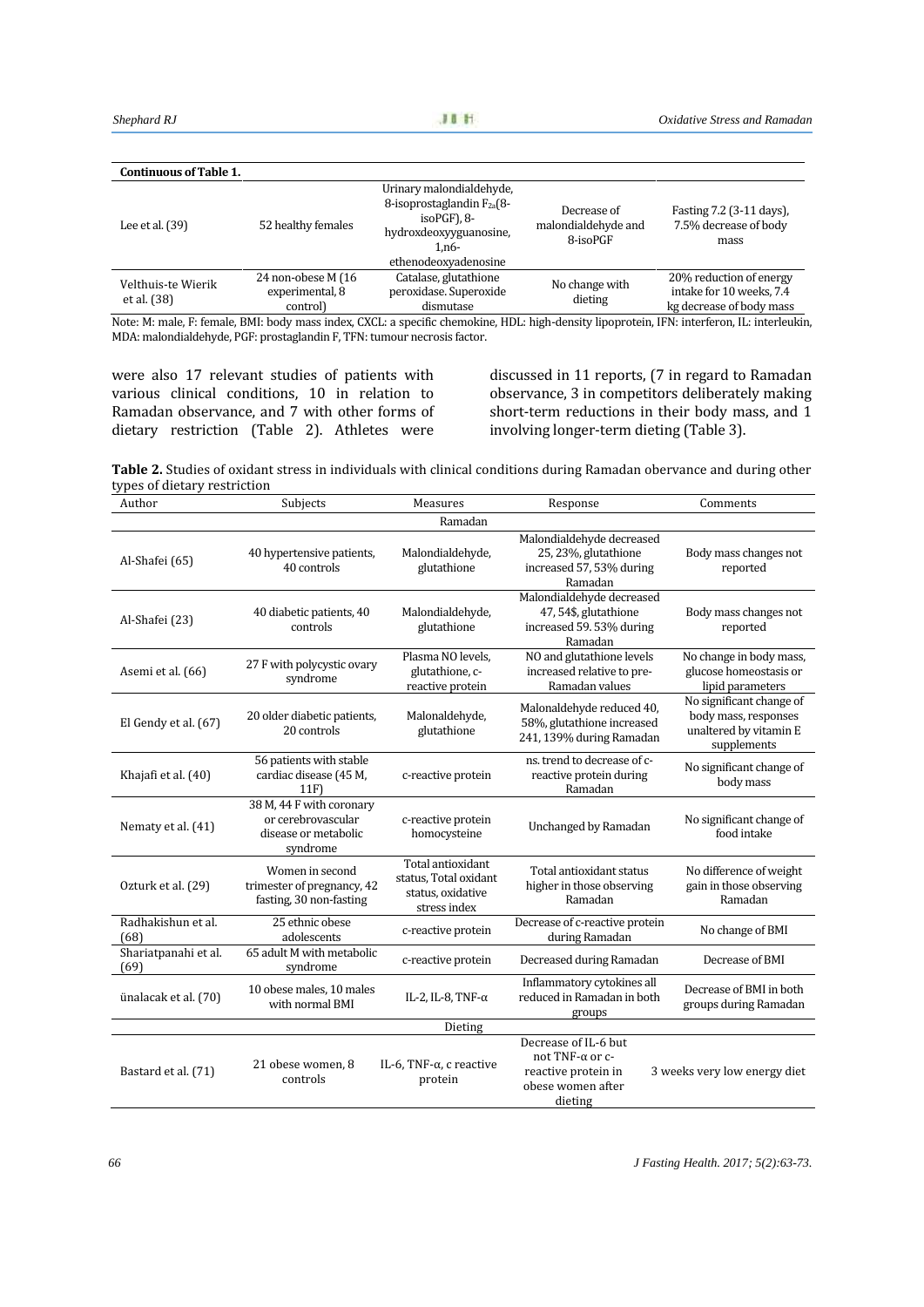**Continuous of Table 1.**

| | | | | |
|---|---|---|---|---|
| Lee et al. (39) | 52 healthy females | Urinary malondialdehyde, 8-isoprostaglandin $F_{2a}$(8-isoPGF), 8-hydroxdeoxyyguanosine, 1,n6-ethenodeoxyadenosine | Decrease of malondialdehyde and 8-isoPGF | Fasting 7.2 (3-11 days), 7.5% decrease of body mass |
| Velthuis-te Wierik et al. (38) | 24 non-obese M (16 experimental, 8 control) | Catalase, glutathione peroxidase. Superoxide dismutase | No change with dieting | 20% reduction of energy intake for 10 weeks, 7.4 kg decrease of body mass |

Note: M: male, F: female, BMI: body mass index, CXCL: a specific chemokine, HDL: high-density lipoprotein, IFN: interferon, IL: interleukin, MDA: malondialdehyde, PGF: prostaglandin F, TFN: tumour necrosis factor.

were also 17 relevant studies of patients with various clinical conditions, 10 in relation to Ramadan observance, and 7 with other forms of dietary restriction (Table 2). Athletes were discussed in 11 reports, (7 in regard to Ramadan observance, 3 in competitors deliberately making short-term reductions in their body mass, and 1 involving longer-term dieting (Table 3).

**Table 2.** Studies of oxidant stress in individuals with clinical conditions during Ramadan obervance and during other types of dietary restriction

| Author | Subjects | Measures | Response | Comments |
|---|---|---|---|---|
| | | Ramadan | | |
| Al-Shafei (65) | 40 hypertensive patients, 40 controls | Malondialdehyde, glutathione | Malondialdehyde decreased 25, 23%, glutathione increased 57, 53% during Ramadan | Body mass changes not reported |
| Al-Shafei (23) | 40 diabetic patients, 40 controls | Malondialdehyde, glutathione | Malondialdehyde decreased 47, 54$, glutathione increased 59. 53% during Ramadan | Body mass changes not reported |
| Asemi et al. (66) | 27 F with polycystic ovary syndrome | Plasma NO levels, glutathione, c-reactive protein | NO and glutathione levels increased relative to pre-Ramadan values | No change in body mass, glucose homeostasis or lipid parameters |
| El Gendy et al. (67) | 20 older diabetic patients, 20 controls | Malonaldehyde, glutathione | Malonaldehyde reduced 40, 58%, glutathione increased 241, 139% during Ramadan | No significant change of body mass, responses unaltered by vitamin E supplements |
| Khajafi et al. (40) | 56 patients with stable cardiac disease (45 M, 11F) | c-reactive protein | ns. trend to decrease of c-reactive protein during Ramadan | No significant change of body mass |
| Nematy et al. (41) | 38 M, 44 F with coronary or cerebrovascular disease or metabolic syndrome | c-reactive protein homocysteine | Unchanged by Ramadan | No significant change of food intake |
| Ozturk et al. (29) | Women in second trimester of pregnancy, 42 fasting, 30 non-fasting | Total antioxidant status, Total oxidant status, oxidative stress index | Total antioxidant status higher in those observing Ramadan | No difference of weight gain in those observing Ramadan |
| Radhakishun et al. (68) | 25 ethnic obese adolescents | c-reactive protein | Decrease of c-reactive protein during Ramadan | No change of BMI |
| Shariatpanahi et al. (69) | 65 adult M with metabolic syndrome | c-reactive protein | Decreased during Ramadan | Decrease of BMI |
| ünalacak et al. (70) | 10 obese males, 10 males with normal BMI | IL-2, IL-8, TNF-α | Inflammatory cytokines all reduced in Ramadan in both groups | Decrease of BMI in both groups during Ramadan |
| | | Dieting | | |
| Bastard et al. (71) | 21 obese women, 8 controls | IL-6, TNF-α, c reactive protein | Decrease of IL-6 but not TNF-α or c-reactive protein in obese women after dieting | 3 weeks very low energy diet |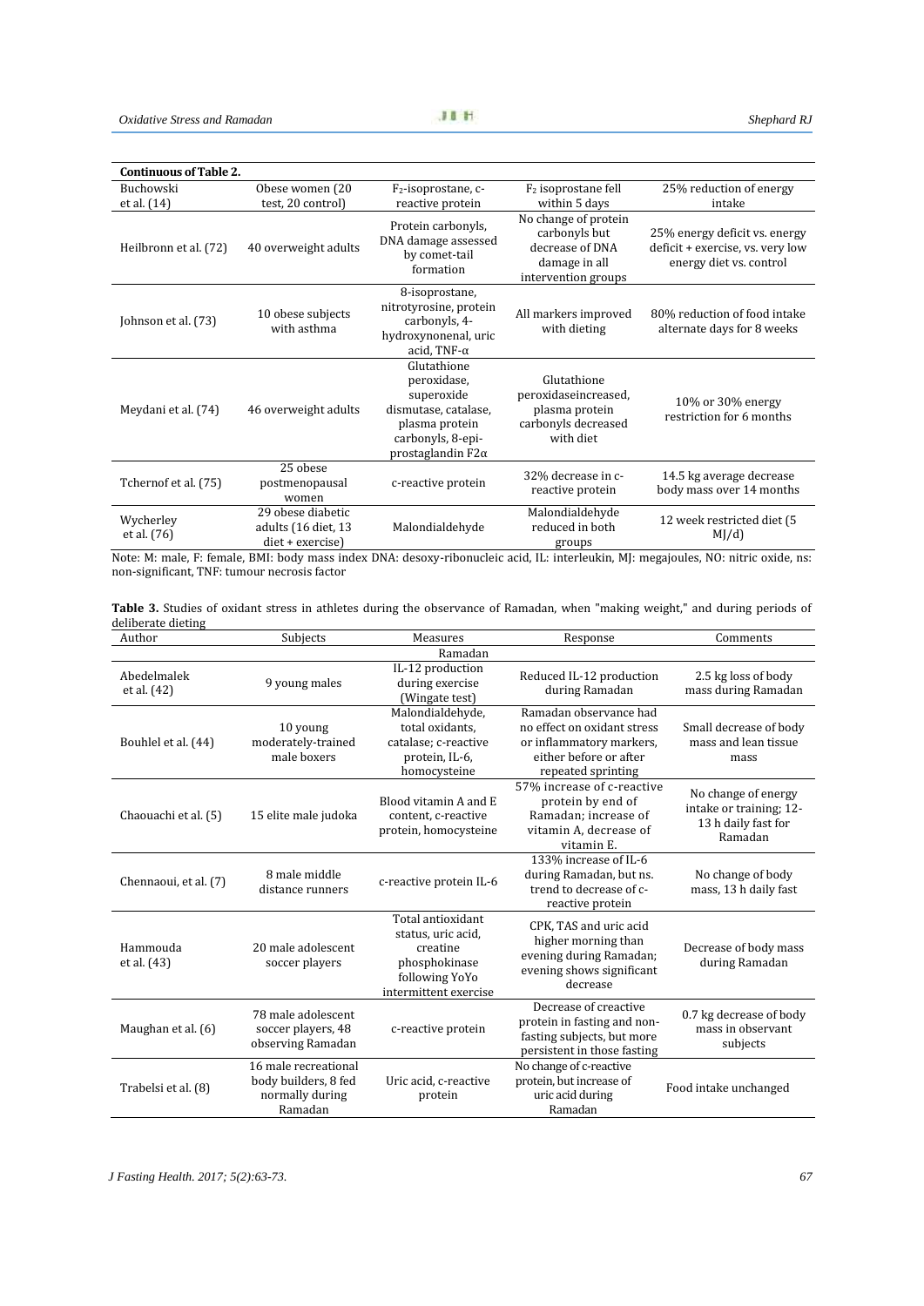**Continuous of Table 2.**

| | | | | |
|---|---|---|---|---|
| Buchowski et al. (14) | Obese women (20 test, 20 control) | $F_2$-isoprostane, c-reactive protein | $F_2$ isoprostane fell within 5 days | 25% reduction of energy intake |
| Heilbronn et al. (72) | 40 overweight adults | Protein carbonyls, DNA damage assessed by comet-tail formation | No change of protein carbonyls but decrease of DNA damage in all intervention groups | 25% energy deficit vs. energy deficit + exercise, vs. very low energy diet vs. control |
| Johnson et al. (73) | 10 obese subjects with asthma | 8-isoprostane, nitrotyrosine, protein carbonyls, 4-hydroxynonenal, uric acid, TNF-α | All markers improved with dieting | 80% reduction of food intake alternate days for 8 weeks |
| Meydani et al. (74) | 46 overweight adults | Glutathione peroxidase, superoxide dismutase, catalase, plasma protein carbonyls, 8-epi-prostaglandin F2α | Glutathione peroxidaseincreased, plasma protein carbonyls decreased with diet | 10% or 30% energy restriction for 6 months |
| Tchernof et al. (75) | 25 obese postmenopausal women | c-reactive protein | 32% decrease in c-reactive protein | 14.5 kg average decrease body mass over 14 months |
| Wycherley et al. (76) | 29 obese diabetic adults (16 diet, 13 diet + exercise) | Malondialdehyde | Malondialdehyde reduced in both groups | 12 week restricted diet (5 MJ/d) |

Note: M: male, F: female, BMI: body mass index DNA: desoxy-ribonucleic acid, IL: interleukin, MJ: megajoules, NO: nitric oxide, ns: non-significant, TNF: tumour necrosis factor

**Table 3.** Studies of oxidant stress in athletes during the observance of Ramadan, when "making weight," and during periods of deliberate dieting

| Author | Subjects | Measures | Response | Comments |
|---|---|---|---|---|
| | | Ramadan | | |
| Abedelmalek et al. (42) | 9 young males | IL-12 production during exercise (Wingate test) | Reduced IL-12 production during Ramadan | 2.5 kg loss of body mass during Ramadan |
| Bouhlel et al. (44) | 10 young moderately-trained male boxers | Malondialdehyde, total oxidants, catalase; c-reactive protein, IL-6, homocysteine | Ramadan observance had no effect on oxidant stress or inflammatory markers, either before or after repeated sprinting | Small decrease of body mass and lean tissue mass |
| Chaouachi et al. (5) | 15 elite male judoka | Blood vitamin A and E content, c-reactive protein, homocysteine | 57% increase of c-reactive protein by end of Ramadan; increase of vitamin A, decrease of vitamin E. | No change of energy intake or training; 12-13 h daily fast for Ramadan |
| Chennaoui, et al. (7) | 8 male middle distance runners | c-reactive protein IL-6 | 133% increase of IL-6 during Ramadan, but ns. trend to decrease of c-reactive protein | No change of body mass, 13 h daily fast |
| Hammouda et al. (43) | 20 male adolescent soccer players | Total antioxidant status, uric acid, creatine phosphokinase following YoYo intermittent exercise | CPK, TAS and uric acid higher morning than evening during Ramadan; evening shows significant decrease | Decrease of body mass during Ramadan |
| Maughan et al. (6) | 78 male adolescent soccer players, 48 observing Ramadan | c-reactive protein | Decrease of creactive protein in fasting and non-fasting subjects, but more persistent in those fasting | 0.7 kg decrease of body mass in observant subjects |
| Trabelsi et al. (8) | 16 male recreational body builders, 8 fed normally during Ramadan | Uric acid, c-reactive protein | No change of c-reactive protein, but increase of uric acid during Ramadan | Food intake unchanged |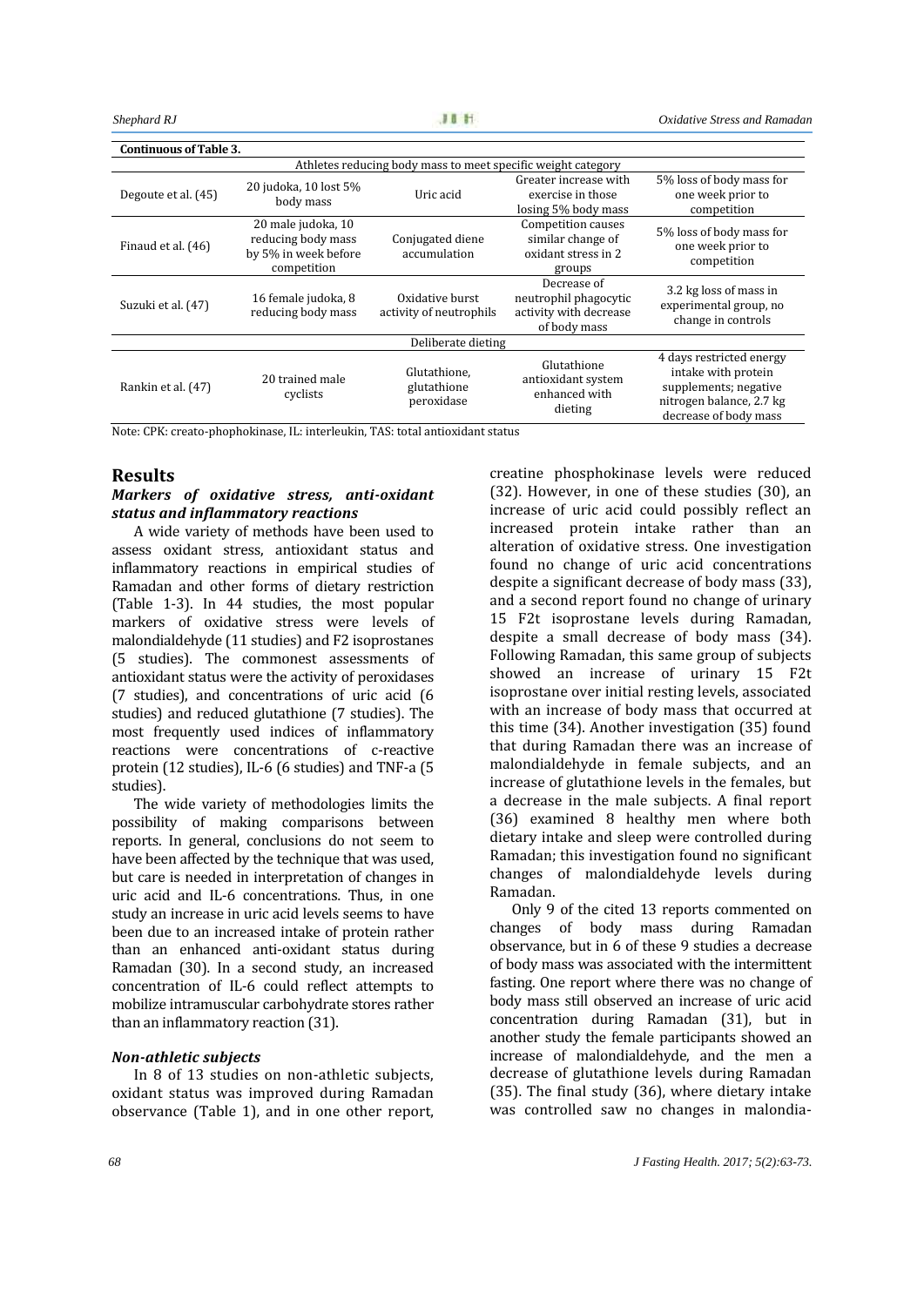**Continuous of Table 3.**

| | | | | |
|---|---|---|---|---|
| Athletes reducing body mass to meet specific weight category | | | | |
| Degoute et al. (45) | 20 judoka, 10 lost 5% body mass | Uric acid | Greater increase with exercise in those losing 5% body mass | 5% loss of body mass for one week prior to competition |
| Finaud et al. (46) | 20 male judoka, 10 reducing body mass by 5% in week before competition | Conjugated diene accumulation | Competition causes similar change of oxidant stress in 2 groups | 5% loss of body mass for one week prior to competition |
| Suzuki et al. (47) | 16 female judoka, 8 reducing body mass | Oxidative burst activity of neutrophils | Decrease of neutrophil phagocytic activity with decrease of body mass | 3.2 kg loss of mass in experimental group, no change in controls |
| Deliberate dieting | | | | |
| Rankin et al. (47) | 20 trained male cyclists | Glutathione, glutathione peroxidase | Glutathione antioxidant system enhanced with dieting | 4 days restricted energy intake with protein supplements; negative nitrogen balance, 2.7 kg decrease of body mass |

Note: CPK: creato-phophokinase, IL: interleukin, TAS: total antioxidant status

## Results

### *Markers of oxidative stress, anti-oxidant status and inflammatory reactions*

A wide variety of methods have been used to assess oxidant stress, antioxidant status and inflammatory reactions in empirical studies of Ramadan and other forms of dietary restriction (Table 1-3). In 44 studies, the most popular markers of oxidative stress were levels of malondialdehyde (11 studies) and F2 isoprostanes (5 studies). The commonest assessments of antioxidant status were the activity of peroxidases (7 studies), and concentrations of uric acid (6 studies) and reduced glutathione (7 studies). The most frequently used indices of inflammatory reactions were concentrations of c-reactive protein (12 studies), IL-6 (6 studies) and TNF-a (5 studies).

The wide variety of methodologies limits the possibility of making comparisons between reports. In general, conclusions do not seem to have been affected by the technique that was used, but care is needed in interpretation of changes in uric acid and IL-6 concentrations. Thus, in one study an increase in uric acid levels seems to have been due to an increased intake of protein rather than an enhanced anti-oxidant status during Ramadan (30). In a second study, an increased concentration of IL-6 could reflect attempts to mobilize intramuscular carbohydrate stores rather than an inflammatory reaction (31).

### *Non-athletic subjects*

In 8 of 13 studies on non-athletic subjects, oxidant status was improved during Ramadan observance (Table 1), and in one other report, creatine phosphokinase levels were reduced (32). However, in one of these studies (30), an increase of uric acid could possibly reflect an increased protein intake rather than an alteration of oxidative stress. One investigation found no change of uric acid concentrations despite a significant decrease of body mass (33), and a second report found no change of urinary 15 F2t isoprostane levels during Ramadan, despite a small decrease of body mass (34). Following Ramadan, this same group of subjects showed an increase of urinary 15 F2t isoprostane over initial resting levels, associated with an increase of body mass that occurred at this time (34). Another investigation (35) found that during Ramadan there was an increase of malondialdehyde in female subjects, and an increase of glutathione levels in the females, but a decrease in the male subjects. A final report (36) examined 8 healthy men where both dietary intake and sleep were controlled during Ramadan; this investigation found no significant changes of malondialdehyde levels during Ramadan.

Only 9 of the cited 13 reports commented on changes of body mass during Ramadan observance, but in 6 of these 9 studies a decrease of body mass was associated with the intermittent fasting. One report where there was no change of body mass still observed an increase of uric acid concentration during Ramadan (31), but in another study the female participants showed an increase of malondialdehyde, and the men a decrease of glutathione levels during Ramadan (35). The final study (36), where dietary intake was controlled saw no changes in malondia-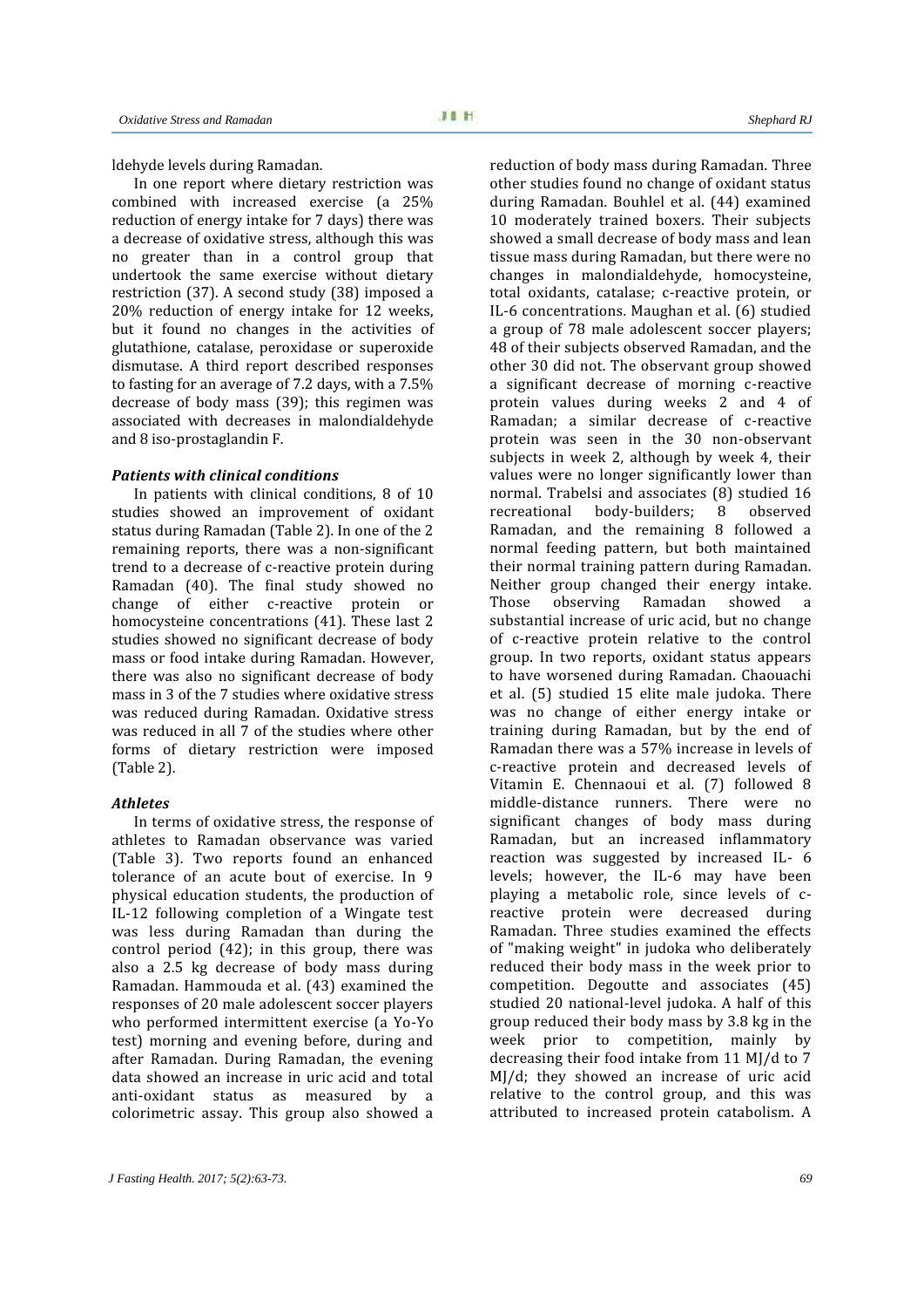ldehyde levels during Ramadan.

In one report where dietary restriction was combined with increased exercise (a 25% reduction of energy intake for 7 days) there was a decrease of oxidative stress, although this was no greater than in a control group that undertook the same exercise without dietary restriction (37). A second study (38) imposed a 20% reduction of energy intake for 12 weeks, but it found no changes in the activities of glutathione, catalase, peroxidase or superoxide dismutase. A third report described responses to fasting for an average of 7.2 days, with a 7.5% decrease of body mass (39); this regimen was associated with decreases in malondialdehyde and 8 iso-prostaglandin F.

### *Patients with clinical conditions*

In patients with clinical conditions, 8 of 10 studies showed an improvement of oxidant status during Ramadan (Table 2). In one of the 2 remaining reports, there was a non-significant trend to a decrease of c-reactive protein during Ramadan (40). The final study showed no change of either c-reactive protein or homocysteine concentrations (41). These last 2 studies showed no significant decrease of body mass or food intake during Ramadan. However, there was also no significant decrease of body mass in 3 of the 7 studies where oxidative stress was reduced during Ramadan. Oxidative stress was reduced in all 7 of the studies where other forms of dietary restriction were imposed (Table 2).

### *Athletes*

In terms of oxidative stress, the response of athletes to Ramadan observance was varied (Table 3). Two reports found an enhanced tolerance of an acute bout of exercise. In 9 physical education students, the production of IL-12 following completion of a Wingate test was less during Ramadan than during the control period (42); in this group, there was also a 2.5 kg decrease of body mass during Ramadan. Hammouda et al. (43) examined the responses of 20 male adolescent soccer players who performed intermittent exercise (a Yo-Yo test) morning and evening before, during and after Ramadan. During Ramadan, the evening data showed an increase in uric acid and total anti-oxidant status as measured by a colorimetric assay. This group also showed a reduction of body mass during Ramadan. Three other studies found no change of oxidant status during Ramadan. Bouhlel et al. (44) examined 10 moderately trained boxers. Their subjects showed a small decrease of body mass and lean tissue mass during Ramadan, but there were no changes in malondialdehyde, homocysteine, total oxidants, catalase; c-reactive protein, or IL-6 concentrations. Maughan et al. (6) studied a group of 78 male adolescent soccer players; 48 of their subjects observed Ramadan, and the other 30 did not. The observant group showed a significant decrease of morning c-reactive protein values during weeks 2 and 4 of Ramadan; a similar decrease of c-reactive protein was seen in the 30 non-observant subjects in week 2, although by week 4, their values were no longer significantly lower than normal. Trabelsi and associates (8) studied 16 recreational body-builders; 8 observed Ramadan, and the remaining 8 followed a normal feeding pattern, but both maintained their normal training pattern during Ramadan. Neither group changed their energy intake. Those observing Ramadan showed a substantial increase of uric acid, but no change of c-reactive protein relative to the control group. In two reports, oxidant status appears to have worsened during Ramadan. Chaouachi et al. (5) studied 15 elite male judoka. There was no change of either energy intake or training during Ramadan, but by the end of Ramadan there was a 57% increase in levels of c-reactive protein and decreased levels of Vitamin E. Chennaoui et al. (7) followed 8 middle-distance runners. There were no significant changes of body mass during Ramadan, but an increased inflammatory reaction was suggested by increased IL- 6 levels; however, the IL-6 may have been playing a metabolic role, since levels of c-reactive protein were decreased during Ramadan. Three studies examined the effects of "making weight" in judoka who deliberately reduced their body mass in the week prior to competition. Degoutte and associates (45) studied 20 national-level judoka. A half of this group reduced their body mass by 3.8 kg in the week prior to competition, mainly by decreasing their food intake from 11 MJ/d to 7 MJ/d; they showed an increase of uric acid relative to the control group, and this was attributed to increased protein catabolism. A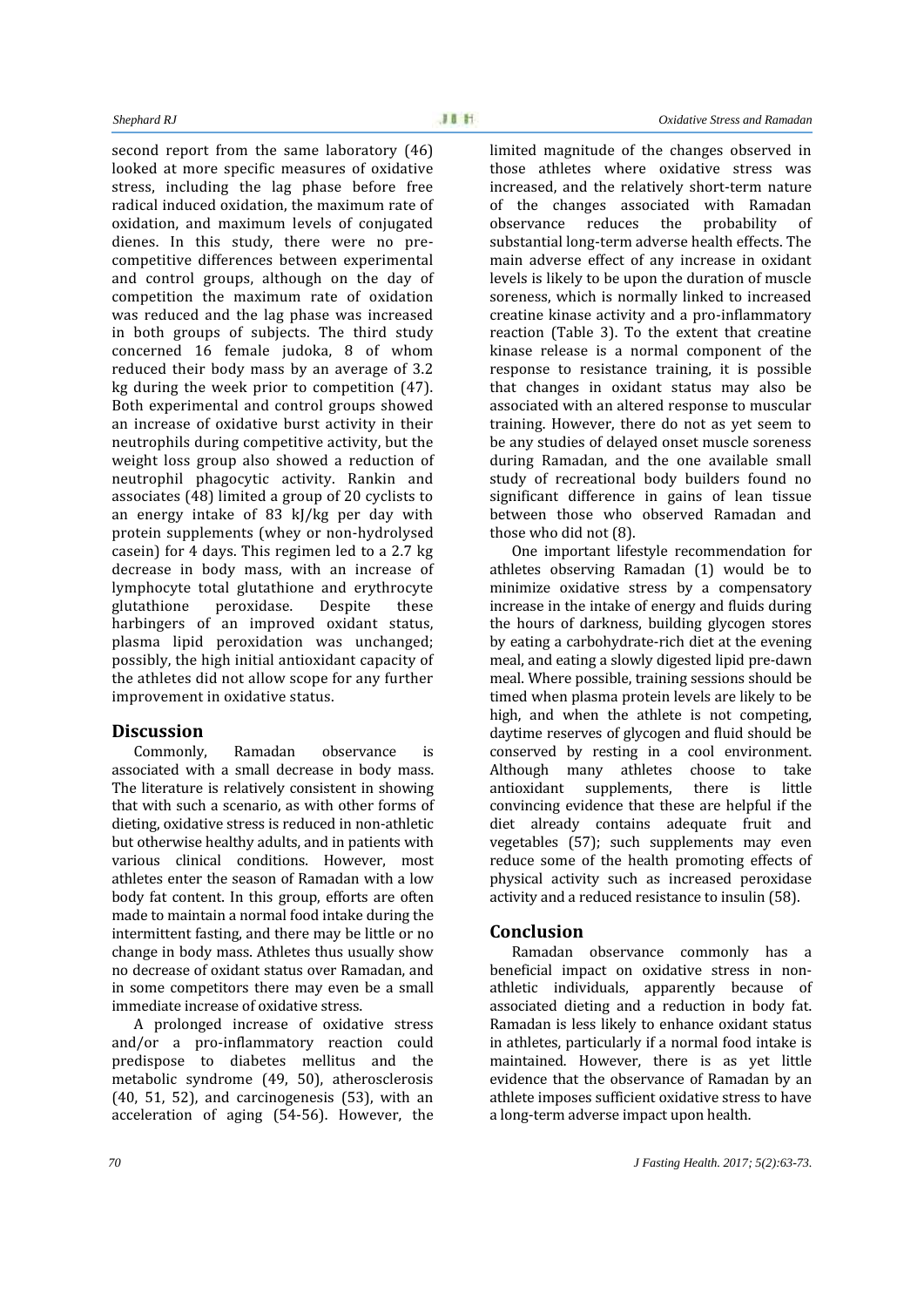second report from the same laboratory (46) looked at more specific measures of oxidative stress, including the lag phase before free radical induced oxidation, the maximum rate of oxidation, and maximum levels of conjugated dienes. In this study, there were no pre-competitive differences between experimental and control groups, although on the day of competition the maximum rate of oxidation was reduced and the lag phase was increased in both groups of subjects. The third study concerned 16 female judoka, 8 of whom reduced their body mass by an average of 3.2 kg during the week prior to competition (47). Both experimental and control groups showed an increase of oxidative burst activity in their neutrophils during competitive activity, but the weight loss group also showed a reduction of neutrophil phagocytic activity. Rankin and associates (48) limited a group of 20 cyclists to an energy intake of 83 kJ/kg per day with protein supplements (whey or non-hydrolysed casein) for 4 days. This regimen led to a 2.7 kg decrease in body mass, with an increase of lymphocyte total glutathione and erythrocyte glutathione peroxidase. Despite these harbingers of an improved oxidant status, plasma lipid peroxidation was unchanged; possibly, the high initial antioxidant capacity of the athletes did not allow scope for any further improvement in oxidative status.

## Discussion

Commonly, Ramadan observance is associated with a small decrease in body mass. The literature is relatively consistent in showing that with such a scenario, as with other forms of dieting, oxidative stress is reduced in non-athletic but otherwise healthy adults, and in patients with various clinical conditions. However, most athletes enter the season of Ramadan with a low body fat content. In this group, efforts are often made to maintain a normal food intake during the intermittent fasting, and there may be little or no change in body mass. Athletes thus usually show no decrease of oxidant status over Ramadan, and in some competitors there may even be a small immediate increase of oxidative stress.

A prolonged increase of oxidative stress and/or a pro-inflammatory reaction could predispose to diabetes mellitus and the metabolic syndrome (49, 50), atherosclerosis (40, 51, 52), and carcinogenesis (53), with an acceleration of aging (54-56). However, the limited magnitude of the changes observed in those athletes where oxidative stress was increased, and the relatively short-term nature of the changes associated with Ramadan observance reduces the probability of substantial long-term adverse health effects. The main adverse effect of any increase in oxidant levels is likely to be upon the duration of muscle soreness, which is normally linked to increased creatine kinase activity and a pro-inflammatory reaction (Table 3). To the extent that creatine kinase release is a normal component of the response to resistance training, it is possible that changes in oxidant status may also be associated with an altered response to muscular training. However, there do not as yet seem to be any studies of delayed onset muscle soreness during Ramadan, and the one available small study of recreational body builders found no significant difference in gains of lean tissue between those who observed Ramadan and those who did not (8).

One important lifestyle recommendation for athletes observing Ramadan (1) would be to minimize oxidative stress by a compensatory increase in the intake of energy and fluids during the hours of darkness, building glycogen stores by eating a carbohydrate-rich diet at the evening meal, and eating a slowly digested lipid pre-dawn meal. Where possible, training sessions should be timed when plasma protein levels are likely to be high, and when the athlete is not competing, daytime reserves of glycogen and fluid should be conserved by resting in a cool environment. Although many athletes choose to take antioxidant supplements, there is little convincing evidence that these are helpful if the diet already contains adequate fruit and vegetables (57); such supplements may even reduce some of the health promoting effects of physical activity such as increased peroxidase activity and a reduced resistance to insulin (58).

## Conclusion

Ramadan observance commonly has a beneficial impact on oxidative stress in non-athletic individuals, apparently because of associated dieting and a reduction in body fat. Ramadan is less likely to enhance oxidant status in athletes, particularly if a normal food intake is maintained. However, there is as yet little evidence that the observance of Ramadan by an athlete imposes sufficient oxidative stress to have a long-term adverse impact upon health.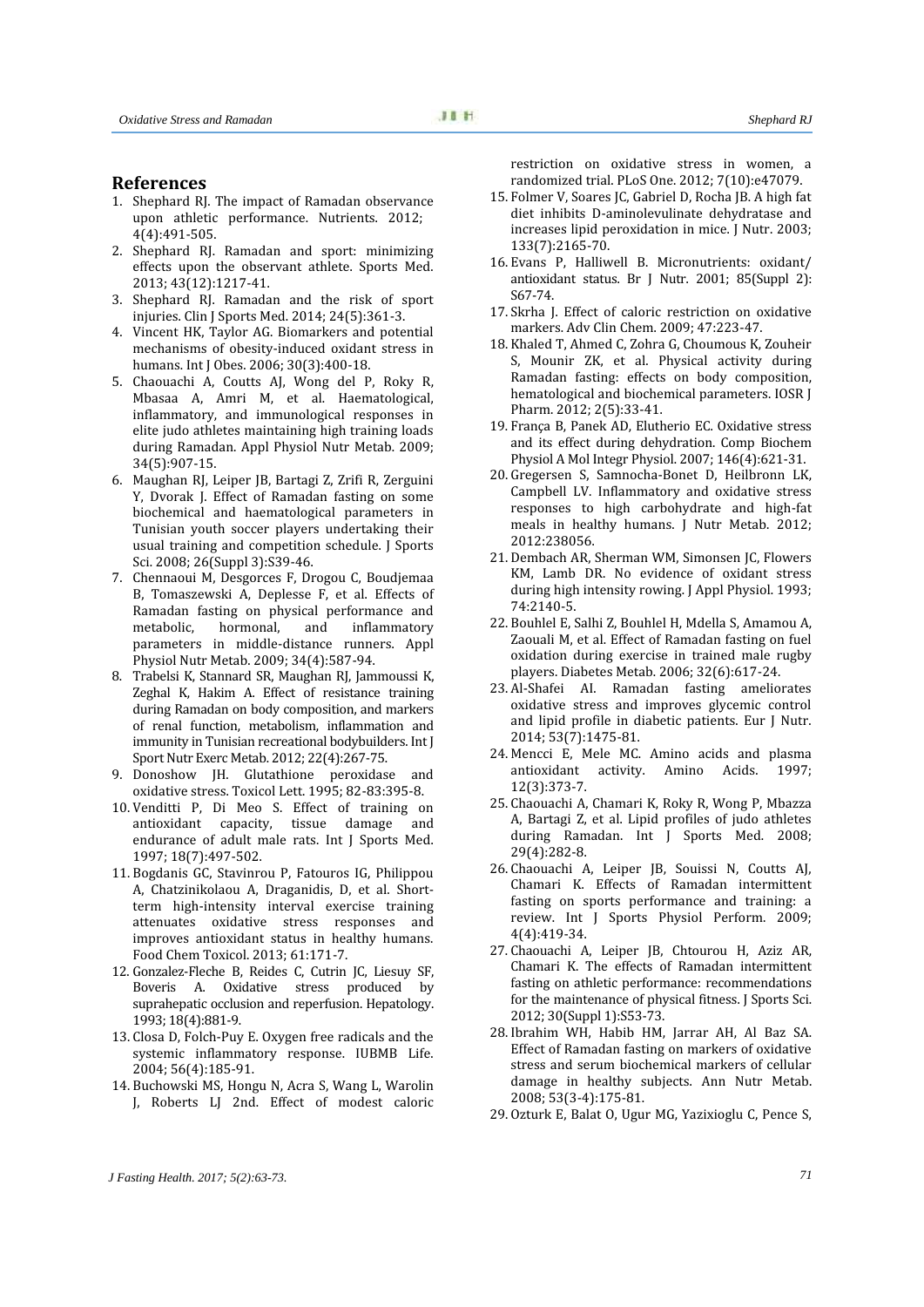## References

1. Shephard RJ. The impact of Ramadan observance upon athletic performance. Nutrients. 2012; 4(4):491-505.
2. Shephard RJ. Ramadan and sport: minimizing effects upon the observant athlete. Sports Med. 2013; 43(12):1217-41.
3. Shephard RJ. Ramadan and the risk of sport injuries. Clin J Sports Med. 2014; 24(5):361-3.
4. Vincent HK, Taylor AG. Biomarkers and potential mechanisms of obesity-induced oxidant stress in humans. Int J Obes. 2006; 30(3):400-18.
5. Chaouachi A, Coutts AJ, Wong del P, Roky R, Mbasaa A, Amri M, et al. Haematological, inflammatory, and immunological responses in elite judo athletes maintaining high training loads during Ramadan. Appl Physiol Nutr Metab. 2009; 34(5):907-15.
6. Maughan RJ, Leiper JB, Bartagi Z, Zrifi R, Zerguini Y, Dvorak J. Effect of Ramadan fasting on some biochemical and haematological parameters in Tunisian youth soccer players undertaking their usual training and competition schedule. J Sports Sci. 2008; 26(Suppl 3):S39-46.
7. Chennaoui M, Desgorces F, Drogou C, Boudjemaa B, Tomaszewski A, Depiesse F, et al. Effects of Ramadan fasting on physical performance and metabolic, hormonal, and inflammatory parameters in middle-distance runners. Appl Physiol Nutr Metab. 2009; 34(4):587-94.
8. Trabelsi K, Stannard SR, Maughan RJ, Jammoussi K, Zeghal K, Hakim A. Effect of resistance training during Ramadan on body composition, and markers of renal function, metabolism, inflammation and immunity in Tunisian recreational bodybuilders. Int J Sport Nutr Exerc Metab. 2012; 22(4):267-75.
9. Donoshow JH. Glutathione peroxidase and oxidative stress. Toxicol Lett. 1995; 82-83:395-8.
10. Venditti P, Di Meo S. Effect of training on antioxidant capacity, tissue damage and endurance of adult male rats. Int J Sports Med. 1997; 18(7):497-502.
11. Bogdanis GC, Stavinrou P, Fatouros IG, Philippou A, Chatzinikolaou A, Draganidis, D, et al. Short-term high-intensity interval exercise training attenuates oxidative stress responses and improves antioxidant status in healthy humans. Food Chem Toxicol. 2013; 61:171-7.
12. Gonzalez-Fleche B, Reides C, Cutrin JC, Liesuy SF, Boveris A. Oxidative stress produced by suprahepatic occlusion and reperfusion. Hepatology. 1993; 18(4):881-9.
13. Closa D, Folch-Puy E. Oxygen free radicals and the systemic inflammatory response. IUBMB Life. 2004; 56(4):185-91.
14. Buchowski MS, Hongu N, Acra S, Wang L, Warolin J, Roberts LJ 2nd. Effect of modest caloric restriction on oxidative stress in women, a randomized trial. PLoS One. 2012; 7(10):e47079.
15. Folmer V, Soares JC, Gabriel D, Rocha JB. A high fat diet inhibits D-aminolevulinate dehydratase and increases lipid peroxidation in mice. J Nutr. 2003; 133(7):2165-70.
16. Evans P, Halliwell B. Micronutrients: oxidant/ antioxidant status. Br J Nutr. 2001; 85(Suppl 2): S67-74.
17. Skrha J. Effect of caloric restriction on oxidative markers. Adv Clin Chem. 2009; 47:223-47.
18. Khaled T, Ahmed C, Zohra G, Choumous K, Zouheir S, Mounir ZK, et al. Physical activity during Ramadan fasting: effects on body composition, hematological and biochemical parameters. IOSR J Pharm. 2012; 2(5):33-41.
19. França B, Panek AD, Elutherio EC. Oxidative stress and its effect during dehydration. Comp Biochem Physiol A Mol Integr Physiol. 2007; 146(4):621-31.
20. Gregersen S, Samnocha-Bonet D, Heilbronn LK, Campbell LV. Inflammatory and oxidative stress responses to high carbohydrate and high-fat meals in healthy humans. J Nutr Metab. 2012; 2012:238056.
21. Dembach AR, Sherman WM, Simonsen JC, Flowers KM, Lamb DR. No evidence of oxidant stress during high intensity rowing. J Appl Physiol. 1993; 74:2140-5.
22. Bouhlel E, Salhi Z, Bouhlel H, Mdella S, Amamou A, Zaouali M, et al. Effect of Ramadan fasting on fuel oxidation during exercise in trained male rugby players. Diabetes Metab. 2006; 32(6):617-24.
23. Al-Shafei AI. Ramadan fasting ameliorates oxidative stress and improves glycemic control and lipid profile in diabetic patients. Eur J Nutr. 2014; 53(7):1475-81.
24. Mencci E, Mele MC. Amino acids and plasma antioxidant activity. Amino Acids. 1997; 12(3):373-7.
25. Chaouachi A, Chamari K, Roky R, Wong P, Mbazza A, Bartagi Z, et al. Lipid profiles of judo athletes during Ramadan. Int J Sports Med. 2008; 29(4):282-8.
26. Chaouachi A, Leiper JB, Souissi N, Coutts AJ, Chamari K. Effects of Ramadan intermittent fasting on sports performance and training: a review. Int J Sports Physiol Perform. 2009; 4(4):419-34.
27. Chaouachi A, Leiper JB, Chtourou H, Aziz AR, Chamari K. The effects of Ramadan intermittent fasting on athletic performance: recommendations for the maintenance of physical fitness. J Sports Sci. 2012; 30(Suppl 1):S53-73.
28. Ibrahim WH, Habib HM, Jarrar AH, Al Baz SA. Effect of Ramadan fasting on markers of oxidative stress and serum biochemical markers of cellular damage in healthy subjects. Ann Nutr Metab. 2008; 53(3-4):175-81.
29. Ozturk E, Balat O, Ugur MG, Yazixioglu C, Pence S,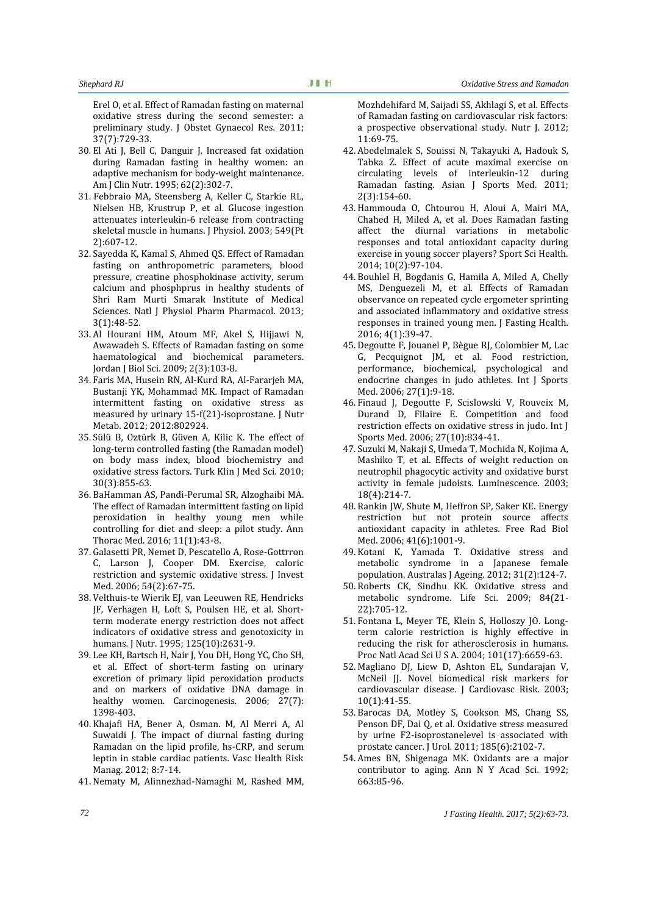Erel O, et al. Effect of Ramadan fasting on maternal oxidative stress during the second semester: a preliminary study. J Obstet Gynaecol Res. 2011; 37(7):729-33.

30. El Ati J, Bell C, Danguir J. Increased fat oxidation during Ramadan fasting in healthy women: an adaptive mechanism for body-weight maintenance. Am J Clin Nutr. 1995; 62(2):302-7.
31. Febbraio MA, Steensberg A, Keller C, Starkie RL, Nielsen HB, Krustrup P, et al. Glucose ingestion attenuates interleukin-6 release from contracting skeletal muscle in humans. J Physiol. 2003; 549(Pt 2):607-12.
32. Sayedda K, Kamal S, Ahmed QS. Effect of Ramadan fasting on anthropometric parameters, blood pressure, creatine phosphokinase activity, serum calcium and phosphprus in healthy students of Shri Ram Murti Smarak Institute of Medical Sciences. Natl J Physiol Pharm Pharmacol. 2013; 3(1):48-52.
33. Al Hourani HM, Atoum MF, Akel S, Hijjawi N, Awawadeh S. Effects of Ramadan fasting on some haematological and biochemical parameters. Jordan J Biol Sci. 2009; 2(3):103-8.
34. Faris MA, Husein RN, Al-Kurd RA, Al-Fararjeh MA, Bustanji YK, Mohammad MK. Impact of Ramadan intermittent fasting on oxidative stress as measured by urinary 15-f(21)-isoprostane. J Nutr Metab. 2012; 2012:802924.
35. Sülü B, Öztürk B, Güven A, Kilic K. The effect of long-term controlled fasting (the Ramadan model) on body mass index, blood biochemistry and oxidative stress factors. Turk Klin J Med Sci. 2010; 30(3):855-63.
36. BaHamman AS, Pandi-Perumal SR, Alzoghaibi MA. The effect of Ramadan intermittent fasting on lipid peroxidation in healthy young men while controlling for diet and sleep: a pilot study. Ann Thorac Med. 2016; 11(1):43-8.
37. Galasetti PR, Nemet D, Pescatello A, Rose-Gottrron C, Larson J, Cooper DM. Exercise, caloric restriction and systemic oxidative stress. J Invest Med. 2006; 54(2):67-75.
38. Velthuis-te Wierik EJ, van Leeuwen RE, Hendricks JF, Verhagen H, Loft S, Poulsen HE, et al. Short-term moderate energy restriction does not affect indicators of oxidative stress and genotoxicity in humans. J Nutr. 1995; 125(10):2631-9.
39. Lee KH, Bartsch H, Nair J, You DH, Hong YC, Cho SH, et al. Effect of short-term fasting on urinary excretion of primary lipid peroxidation products and on markers of oxidative DNA damage in healthy women. Carcinogenesis. 2006; 27(7): 1398-403.
40. Khajafi HA, Bener A, Osman. M, Al Merri A, Al Suwaidi J. The impact of diurnal fasting during Ramadan on the lipid profile, hs-CRP, and serum leptin in stable cardiac patients. Vasc Health Risk Manag. 2012; 8:7-14.
41. Nematy M, Alinnezhad-Namaghi M, Rashed MM, Mozhdehifard M, Saijadi SS, Akhlagi S, et al. Effects of Ramadan fasting on cardiovascular risk factors: a prospective observational study. Nutr J. 2012; 11:69-75.
42. Abedelmalek S, Souissi N, Takayuki A, Hadouk S, Tabka Z. Effect of acute maximal exercise on circulating levels of interleukin-12 during Ramadan fasting. Asian J Sports Med. 2011; 2(3):154-60.
43. Hammouda O, Chtourou H, Aloui A, Mairi MA, Chahed H, Miled A, et al. Does Ramadan fasting affect the diurnal variations in metabolic responses and total antioxidant capacity during exercise in young soccer players? Sport Sci Health. 2014; 10(2):97-104.
44. Bouhlel H, Bogdanis G, Hamila A, Miled A, Chelly MS, Denguezeli M, et al. Effects of Ramadan observance on repeated cycle ergometer sprinting and associated inflammatory and oxidative stress responses in trained young men. J Fasting Health. 2016; 4(1):39-47.
45. Degoutte F, Jouanel P, Bègue RJ, Colombier M, Lac G, Pecquignot JM, et al. Food restriction, performance, biochemical, psychological and endocrine changes in judo athletes. Int J Sports Med. 2006; 27(1):9-18.
46. Finaud J, Degoutte F, Scislowski V, Rouveix M, Durand D, Filaire E. Competition and food restriction effects on oxidative stress in judo. Int J Sports Med. 2006; 27(10):834-41.
47. Suzuki M, Nakaji S, Umeda T, Mochida N, Kojima A, Mashiko T, et al. Effects of weight reduction on neutrophil phagocytic activity and oxidative burst activity in female judoists. Luminescence. 2003; 18(4):214-7.
48. Rankin JW, Shute M, Heffron SP, Saker KE. Energy restriction but not protein source affects antioxidant capacity in athletes. Free Rad Biol Med. 2006; 41(6):1001-9.
49. Kotani K, Yamada T. Oxidative stress and metabolic syndrome in a Japanese female population. Australas J Ageing. 2012; 31(2):124-7.
50. Roberts CK, Sindhu KK. Oxidative stress and metabolic syndrome. Life Sci. 2009; 84(21-22):705-12.
51. Fontana L, Meyer TE, Klein S, Holloszy JO. Long-term calorie restriction is highly effective in reducing the risk for atherosclerosis in humans. Proc Natl Acad Sci U S A. 2004; 101(17):6659-63.
52. Magliano DJ, Liew D, Ashton EL, Sundarajan V, McNeil JJ. Novel biomedical risk markers for cardiovascular disease. J Cardiovasc Risk. 2003; 10(1):41-55.
53. Barocas DA, Motley S, Cookson MS, Chang SS, Penson DF, Dai Q, et al. Oxidative stress measured by urine F2-isoprostanelevel is associated with prostate cancer. J Urol. 2011; 185(6):2102-7.
54. Ames BN, Shigenaga MK. Oxidants are a major contributor to aging. Ann N Y Acad Sci. 1992; 663:85-96.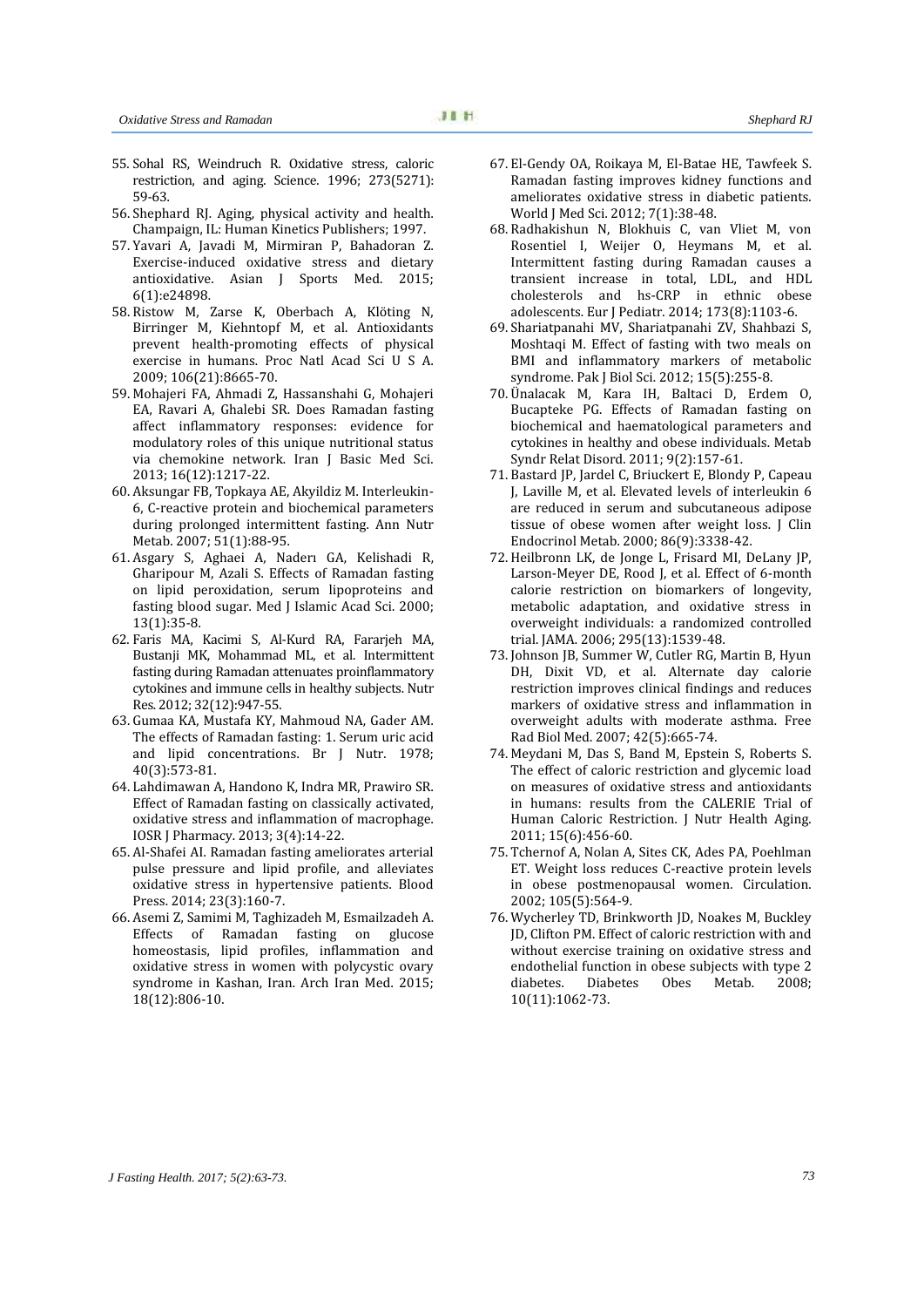55. Sohal RS, Weindruch R. Oxidative stress, caloric restriction, and aging. Science. 1996; 273(5271): 59-63.
56. Shephard RJ. Aging, physical activity and health. Champaign, IL: Human Kinetics Publishers; 1997.
57. Yavari A, Javadi M, Mirmiran P, Bahadoran Z. Exercise-induced oxidative stress and dietary antioxidative. Asian J Sports Med. 2015; 6(1):e24898.
58. Ristow M, Zarse K, Oberbach A, Klöting N, Birringer M, Kiehntopf M, et al. Antioxidants prevent health-promoting effects of physical exercise in humans. Proc Natl Acad Sci U S A. 2009; 106(21):8665-70.
59. Mohajeri FA, Ahmadi Z, Hassanshahi G, Mohajeri EA, Ravari A, Ghalebi SR. Does Ramadan fasting affect inflammatory responses: evidence for modulatory roles of this unique nutritional status via chemokine network. Iran J Basic Med Sci. 2013; 16(12):1217-22.
60. Aksungar FB, Topkaya AE, Akyildiz M. Interleukin-6, C-reactive protein and biochemical parameters during prolonged intermittent fasting. Ann Nutr Metab. 2007; 51(1):88-95.
61. Asgary S, Aghaei A, Naderı GA, Kelishadi R, Gharipour M, Azali S. Effects of Ramadan fasting on lipid peroxidation, serum lipoproteins and fasting blood sugar. Med J Islamic Acad Sci. 2000; 13(1):35-8.
62. Faris MA, Kacimi S, Al-Kurd RA, Fararjeh MA, Bustanji MK, Mohammad ML, et al. Intermittent fasting during Ramadan attenuates proinflammatory cytokines and immune cells in healthy subjects. Nutr Res. 2012; 32(12):947-55.
63. Gumaa KA, Mustafa KY, Mahmoud NA, Gader AM. The effects of Ramadan fasting: 1. Serum uric acid and lipid concentrations. Br J Nutr. 1978; 40(3):573-81.
64. Lahdimawan A, Handono K, Indra MR, Prawiro SR. Effect of Ramadan fasting on classically activated, oxidative stress and inflammation of macrophage. IOSR J Pharmacy. 2013; 3(4):14-22.
65. Al-Shafei AI. Ramadan fasting ameliorates arterial pulse pressure and lipid profile, and alleviates oxidative stress in hypertensive patients. Blood Press. 2014; 23(3):160-7.
66. Asemi Z, Samimi M, Taghizadeh M, Esmailzadeh A. Effects of Ramadan fasting on glucose homeostasis, lipid profiles, inflammation and oxidative stress in women with polycystic ovary syndrome in Kashan, Iran. Arch Iran Med. 2015; 18(12):806-10.
67. El-Gendy OA, Roikaya M, El-Batae HE, Tawfeek S. Ramadan fasting improves kidney functions and ameliorates oxidative stress in diabetic patients. World J Med Sci. 2012; 7(1):38-48.
68. Radhakishun N, Blokhuis C, van Vliet M, von Rosentiel I, Weijer O, Heymans M, et al. Intermittent fasting during Ramadan causes a transient increase in total, LDL, and HDL cholesterols and hs-CRP in ethnic obese adolescents. Eur J Pediatr. 2014; 173(8):1103-6.
69. Shariatpanahi MV, Shariatpanahi ZV, Shahbazi S, Moshtaqi M. Effect of fasting with two meals on BMI and inflammatory markers of metabolic syndrome. Pak J Biol Sci. 2012; 15(5):255-8.
70. Ünalacak M, Kara IH, Baltaci D, Erdem O, Bucapteke PG. Effects of Ramadan fasting on biochemical and haematological parameters and cytokines in healthy and obese individuals. Metab Syndr Relat Disord. 2011; 9(2):157-61.
71. Bastard JP, Jardel C, Briuckert E, Blondy P, Capeau J, Laville M, et al. Elevated levels of interleukin 6 are reduced in serum and subcutaneous adipose tissue of obese women after weight loss. J Clin Endocrinol Metab. 2000; 86(9):3338-42.
72. Heilbronn LK, de Jonge L, Frisard MI, DeLany JP, Larson-Meyer DE, Rood J, et al. Effect of 6-month calorie restriction on biomarkers of longevity, metabolic adaptation, and oxidative stress in overweight individuals: a randomized controlled trial. JAMA. 2006; 295(13):1539-48.
73. Johnson JB, Summer W, Cutler RG, Martin B, Hyun DH, Dixit VD, et al. Alternate day calorie restriction improves clinical findings and reduces markers of oxidative stress and inflammation in overweight adults with moderate asthma. Free Rad Biol Med. 2007; 42(5):665-74.
74. Meydani M, Das S, Band M, Epstein S, Roberts S. The effect of caloric restriction and glycemic load on measures of oxidative stress and antioxidants in humans: results from the CALERIE Trial of Human Caloric Restriction. J Nutr Health Aging. 2011; 15(6):456-60.
75. Tchernof A, Nolan A, Sites CK, Ades PA, Poehlman ET. Weight loss reduces C-reactive protein levels in obese postmenopausal women. Circulation. 2002; 105(5):564-9.
76. Wycherley TD, Brinkworth JD, Noakes M, Buckley JD, Clifton PM. Effect of caloric restriction with and without exercise training on oxidative stress and endothelial function in obese subjects with type 2 diabetes. Diabetes Obes Metab. 2008; 10(11):1062-73.